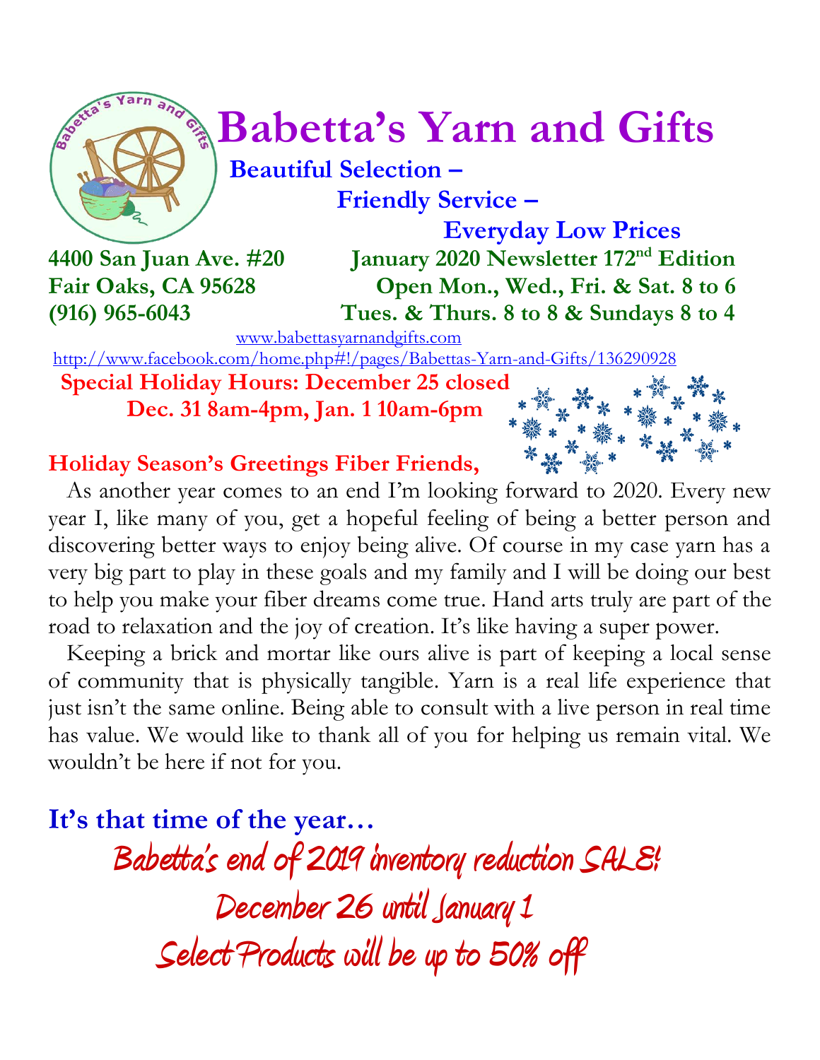# Babetta's Yarn and Gifts

**Beautiful Selection –**

**Friendly Service –**

**Everyday Low Prices**

**4400 San Juan Ave. #20**
**Fair Oaks, CA 95628**
**(916) 965-6043**

**January 2020 Newsletter 172nd Edition**
**Open Mon., Wed., Fri. & Sat. 8 to 6**
**Tues. & Thurs. 8 to 8 & Sundays 8 to 4**

www.babettasyarnandgifts.com

http://www.facebook.com/home.php#!/pages/Babettas-Yarn-and-Gifts/136290928

**Special Holiday Hours: December 25 closed**
**Dec. 31 8am-4pm, Jan. 1 10am-6pm**

**Holiday Season's Greetings Fiber Friends,**

As another year comes to an end I'm looking forward to 2020. Every new year I, like many of you, get a hopeful feeling of being a better person and discovering better ways to enjoy being alive. Of course in my case yarn has a very big part to play in these goals and my family and I will be doing our best to help you make your fiber dreams come true. Hand arts truly are part of the road to relaxation and the joy of creation. It's like having a super power.

Keeping a brick and mortar like ours alive is part of keeping a local sense of community that is physically tangible. Yarn is a real life experience that just isn't the same online. Being able to consult with a live person in real time has value. We would like to thank all of you for helping us remain vital. We wouldn't be here if not for you.

## It's that time of the year…

Babetta's end of 2019 inventory reduction SALE!

December 26 until January 1

Select Products will be up to 50% off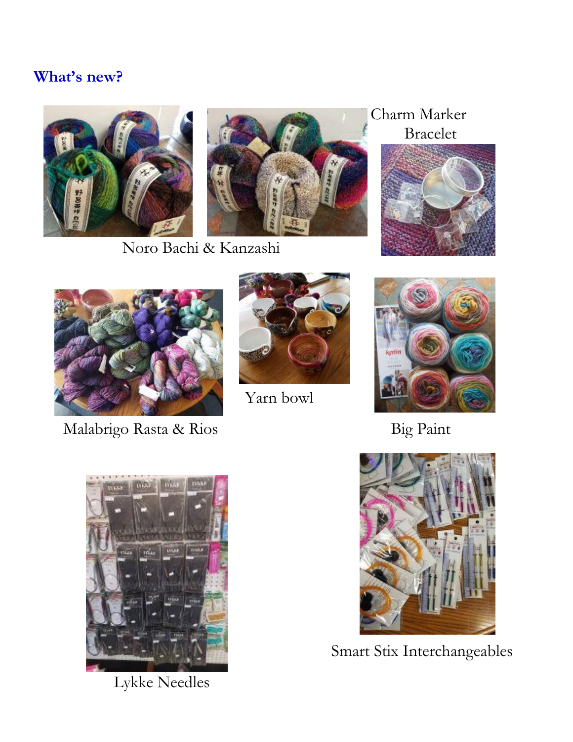## What's new?

Noro Bachi & Kanzashi

Charm Marker Bracelet

Malabrigo Rasta & Rios

Yarn bowl

Big Paint

Lykke Needles

Smart Stix Interchangeables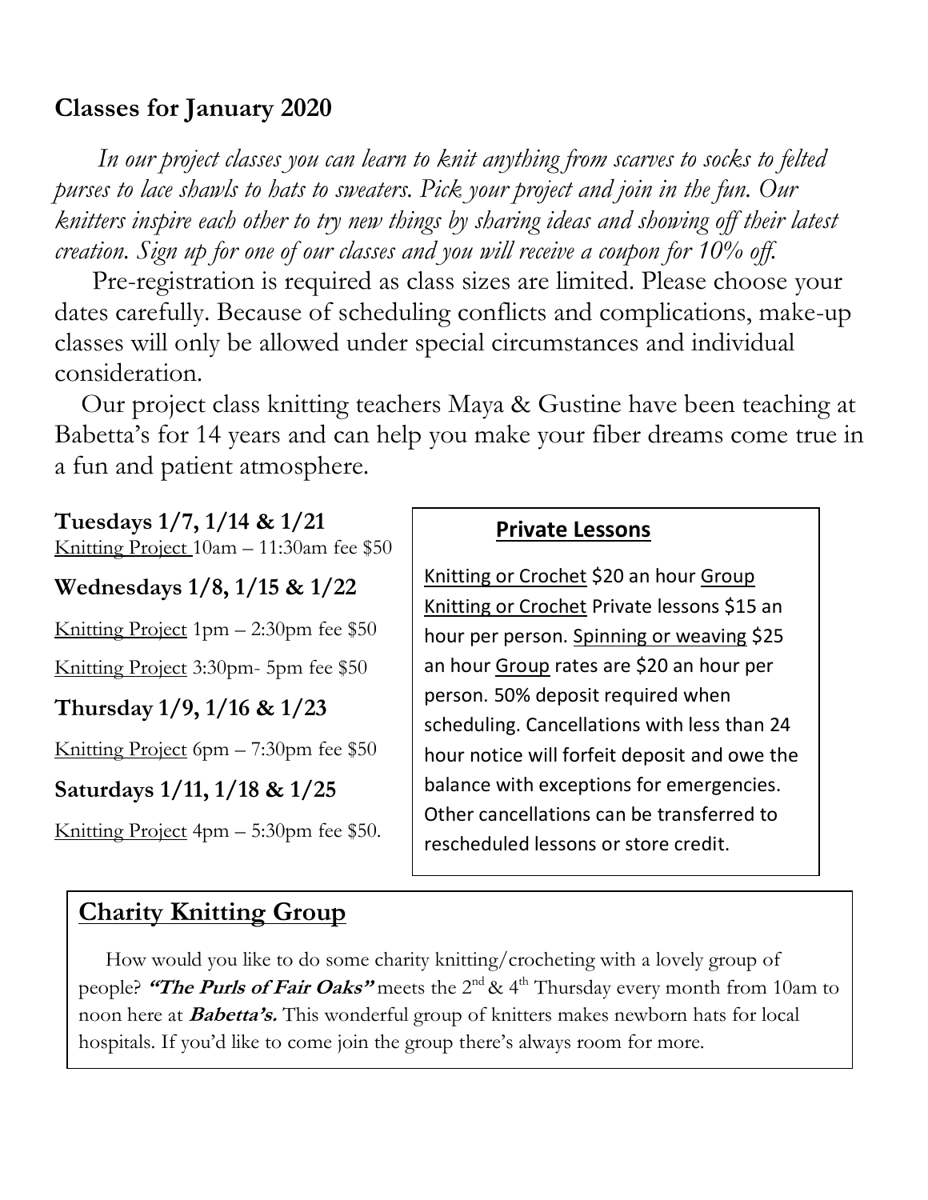## Classes for January 2020

*In our project classes you can learn to knit anything from scarves to socks to felted purses to lace shawls to hats to sweaters. Pick your project and join in the fun. Our knitters inspire each other to try new things by sharing ideas and showing off their latest creation. Sign up for one of our classes and you will receive a coupon for 10% off.*

Pre-registration is required as class sizes are limited. Please choose your dates carefully. Because of scheduling conflicts and complications, make-up classes will only be allowed under special circumstances and individual consideration.

Our project class knitting teachers Maya & Gustine have been teaching at Babetta's for 14 years and can help you make your fiber dreams come true in a fun and patient atmosphere.

**Tuesdays 1/7, 1/14 & 1/21**

Knitting Project 10am – 11:30am fee $50

**Wednesdays 1/8, 1/15 & 1/22**

Knitting Project 1pm – 2:30pm fee $50

Knitting Project 3:30pm- 5pm fee $50

**Thursday 1/9, 1/16 & 1/23**

Knitting Project 6pm – 7:30pm fee $50

**Saturdays 1/11, 1/18 & 1/25**

Knitting Project 4pm – 5:30pm fee $50.

### Private Lessons

Knitting or Crochet $20 an hour Group Knitting or Crochet Private lessons $15 an hour per person. Spinning or weaving $25 an hour Group rates are $20 an hour per person. 50% deposit required when scheduling. Cancellations with less than 24 hour notice will forfeit deposit and owe the balance with exceptions for emergencies. Other cancellations can be transferred to rescheduled lessons or store credit.

## Charity Knitting Group

How would you like to do some charity knitting/crocheting with a lovely group of people? ***"The Purls of Fair Oaks"*** meets the 2nd & 4th Thursday every month from 10am to noon here at ***Babetta's.*** This wonderful group of knitters makes newborn hats for local hospitals. If you'd like to come join the group there's always room for more.